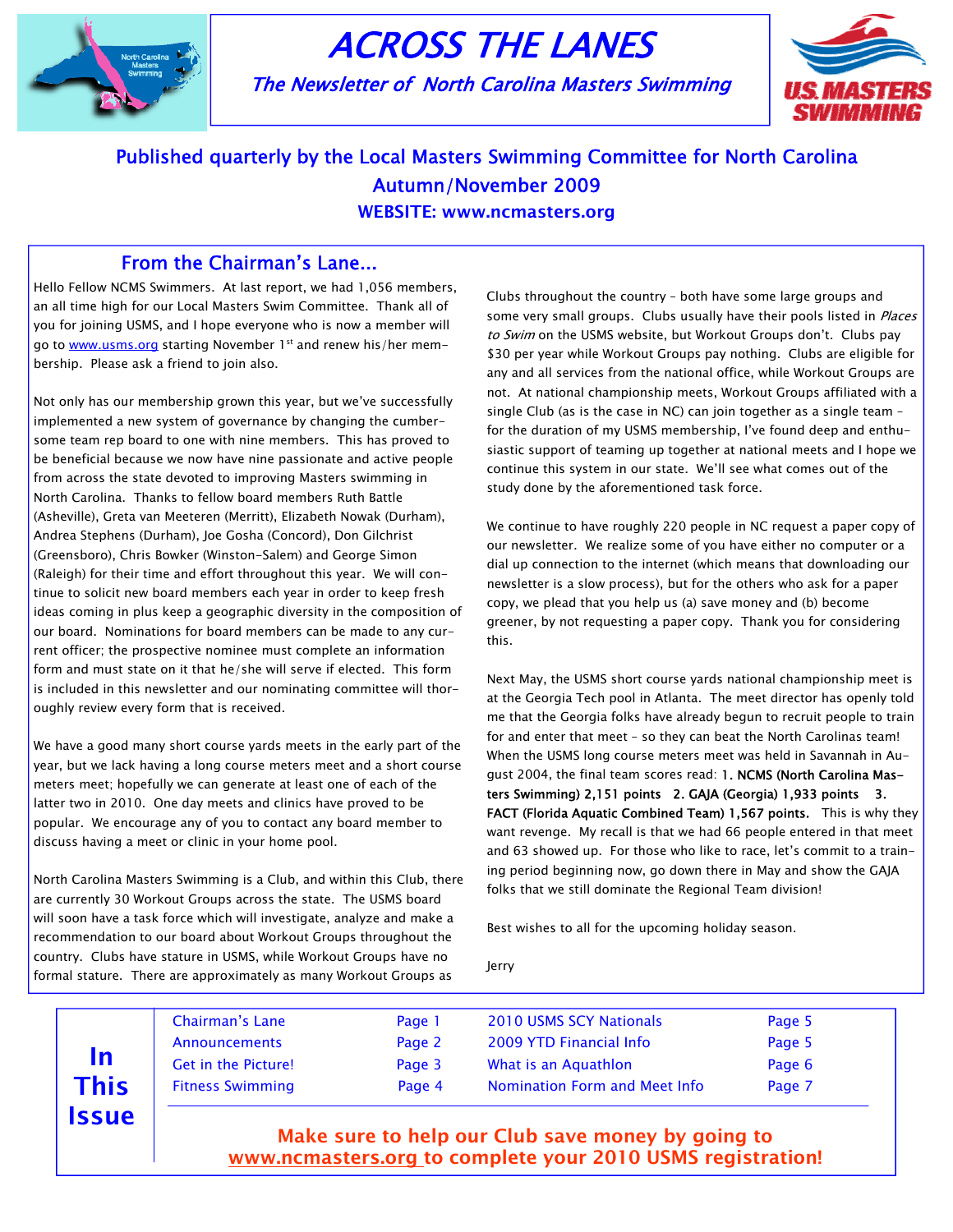# ACROSS THE LANES

## The Newsletter of North Carolina Masters Swimming

Published quarterly by the Local Masters Swimming Committee for North Carolina

Autumn/November 2009

WEBSITE: www.ncmasters.org

## From the Chairman's Lane...

Hello Fellow NCMS Swimmers. At last report, we had 1,056 members, an all time high for our Local Masters Swim Committee. Thank all of you for joining USMS, and I hope everyone who is now a member will go to www.usms.org starting November 1st and renew his/her membership. Please ask a friend to join also.

Not only has our membership grown this year, but we've successfully implemented a new system of governance by changing the cumbersome team rep board to one with nine members. This has proved to be beneficial because we now have nine passionate and active people from across the state devoted to improving Masters swimming in North Carolina. Thanks to fellow board members Ruth Battle (Asheville), Greta van Meeteren (Merritt), Elizabeth Nowak (Durham), Andrea Stephens (Durham), Joe Gosha (Concord), Don Gilchrist (Greensboro), Chris Bowker (Winston-Salem) and George Simon (Raleigh) for their time and effort throughout this year. We will continue to solicit new board members each year in order to keep fresh ideas coming in plus keep a geographic diversity in the composition of our board. Nominations for board members can be made to any current officer; the prospective nominee must complete an information form and must state on it that he/she will serve if elected. This form is included in this newsletter and our nominating committee will thoroughly review every form that is received.

We have a good many short course yards meets in the early part of the year, but we lack having a long course meters meet and a short course meters meet; hopefully we can generate at least one of each of the latter two in 2010. One day meets and clinics have proved to be popular. We encourage any of you to contact any board member to discuss having a meet or clinic in your home pool.

North Carolina Masters Swimming is a Club, and within this Club, there are currently 30 Workout Groups across the state. The USMS board will soon have a task force which will investigate, analyze and make a recommendation to our board about Workout Groups throughout the country. Clubs have stature in USMS, while Workout Groups have no formal stature. There are approximately as many Workout Groups as Clubs throughout the country – both have some large groups and some very small groups. Clubs usually have their pools listed in *Places to Swim* on the USMS website, but Workout Groups don't. Clubs pay $30 per year while Workout Groups pay nothing. Clubs are eligible for any and all services from the national office, while Workout Groups are not. At national championship meets, Workout Groups affiliated with a single Club (as is the case in NC) can join together as a single team – for the duration of my USMS membership, I've found deep and enthusiastic support of teaming up together at national meets and I hope we continue this system in our state. We'll see what comes out of the study done by the aforementioned task force.

We continue to have roughly 220 people in NC request a paper copy of our newsletter. We realize some of you have either no computer or a dial up connection to the internet (which means that downloading our newsletter is a slow process), but for the others who ask for a paper copy, we plead that you help us (a) save money and (b) become greener, by not requesting a paper copy. Thank you for considering this.

Next May, the USMS short course yards national championship meet is at the Georgia Tech pool in Atlanta. The meet director has openly told me that the Georgia folks have already begun to recruit people to train for and enter that meet – so they can beat the North Carolinas team! When the USMS long course meters meet was held in Savannah in August 2004, the final team scores read: **1. NCMS (North Carolina Masters Swimming) 2,151 points 2. GAJA (Georgia) 1,933 points 3. FACT (Florida Aquatic Combined Team) 1,567 points.** This is why they want revenge. My recall is that we had 66 people entered in that meet and 63 showed up. For those who like to race, let's commit to a training period beginning now, go down there in May and show the GAJA folks that we still dominate the Regional Team division!

Best wishes to all for the upcoming holiday season.

Jerry

## In This Issue

| | | | |
|---|---|---|---|
| Chairman's Lane | Page 1 | 2010 USMS SCY Nationals | Page 5 |
| Announcements | Page 2 | 2009 YTD Financial Info | Page 5 |
| Get in the Picture! | Page 3 | What is an Aquathlon | Page 6 |
| Fitness Swimming | Page 4 | Nomination Form and Meet Info | Page 7 |

**Make sure to help our Club save money by going to www.ncmasters.org to complete your 2010 USMS registration!**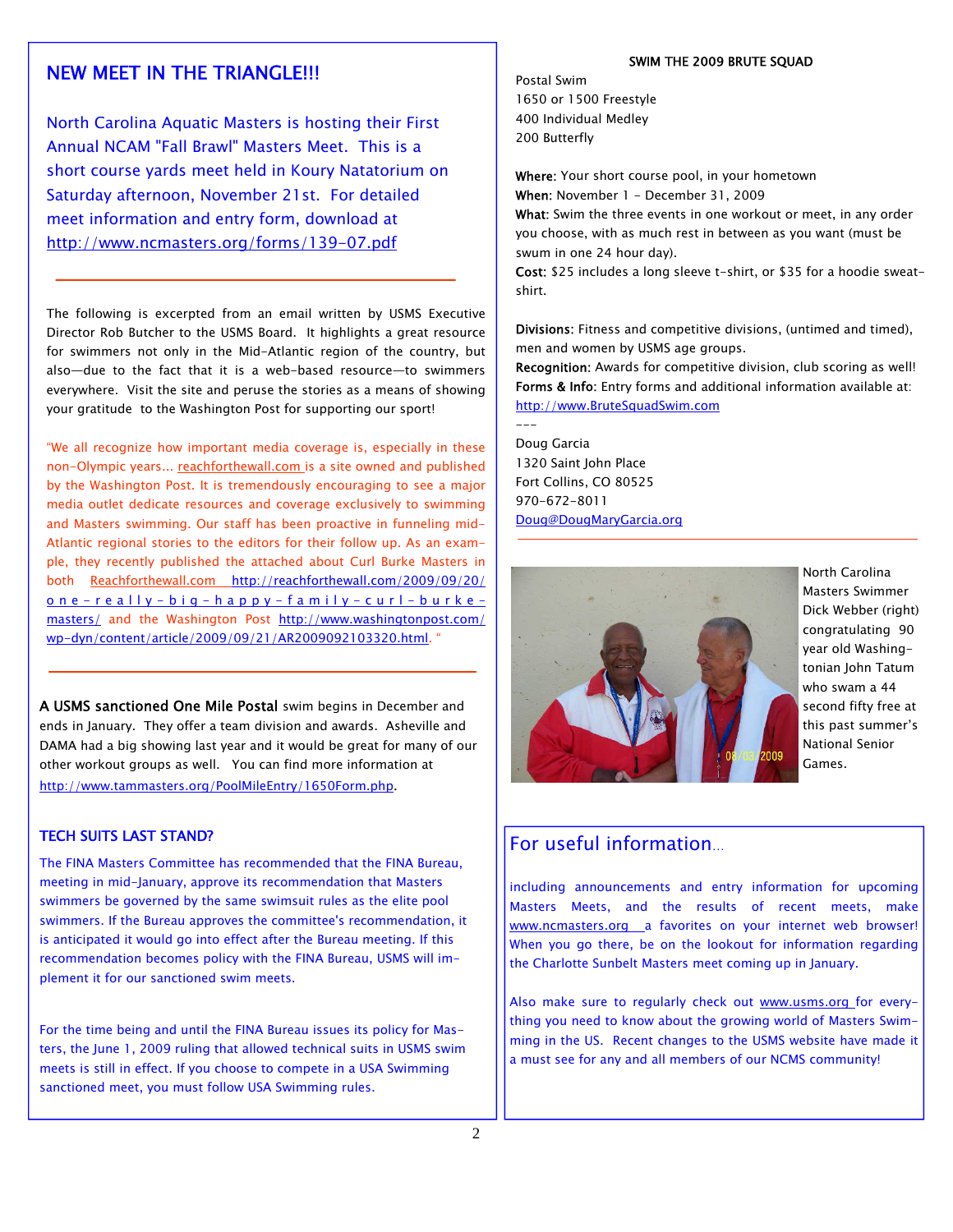## NEW MEET IN THE TRIANGLE!!!

North Carolina Aquatic Masters is hosting their First Annual NCAM "Fall Brawl" Masters Meet. This is a short course yards meet held in Koury Natatorium on Saturday afternoon, November 21st. For detailed meet information and entry form, download at http://www.ncmasters.org/forms/139-07.pdf

---

The following is excerpted from an email written by USMS Executive Director Rob Butcher to the USMS Board. It highlights a great resource for swimmers not only in the Mid-Atlantic region of the country, but also—due to the fact that it is a web-based resource—to swimmers everywhere. Visit the site and peruse the stories as a means of showing your gratitude to the Washington Post for supporting our sport!

"We all recognize how important media coverage is, especially in these non-Olympic years... reachforthewall.com is a site owned and published by the Washington Post. It is tremendously encouraging to see a major media outlet dedicate resources and coverage exclusively to swimming and Masters swimming. Our staff has been proactive in funneling mid-Atlantic regional stories to the editors for their follow up. As an example, they recently published the attached about Curl Burke Masters in both Reachforthewall.com http://reachforthewall.com/2009/09/20/one-really-big-happy-family-curl-burke-masters/ and the Washington Post http://www.washingtonpost.com/wp-dyn/content/article/2009/09/21/AR2009092103320.html. "

---

**A USMS sanctioned One Mile Postal** swim begins in December and ends in January. They offer a team division and awards. Asheville and DAMA had a big showing last year and it would be great for many of our other workout groups as well. You can find more information at http://www.tammasters.org/PoolMileEntry/1650Form.php.

### TECH SUITS LAST STAND?

The FINA Masters Committee has recommended that the FINA Bureau, meeting in mid-January, approve its recommendation that Masters swimmers be governed by the same swimsuit rules as the elite pool swimmers. If the Bureau approves the committee's recommendation, it is anticipated it would go into effect after the Bureau meeting. If this recommendation becomes policy with the FINA Bureau, USMS will implement it for our sanctioned swim meets.

For the time being and until the FINA Bureau issues its policy for Masters, the June 1, 2009 ruling that allowed technical suits in USMS swim meets is still in effect. If you choose to compete in a USA Swimming sanctioned meet, you must follow USA Swimming rules.

### SWIM THE 2009 BRUTE SQUAD

Postal Swim
1650 or 1500 Freestyle
400 Individual Medley
200 Butterfly

**Where**: Your short course pool, in your hometown
**When**: November 1 - December 31, 2009
**What**: Swim the three events in one workout or meet, in any order you choose, with as much rest in between as you want (must be swum in one 24 hour day).
**Cost**: $25 includes a long sleeve t-shirt, or $35 for a hoodie sweat-shirt.

**Divisions**: Fitness and competitive divisions, (untimed and timed), men and women by USMS age groups.
**Recognition**: Awards for competitive division, club scoring as well!
**Forms & Info**: Entry forms and additional information available at: http://www.BruteSquadSwim.com

---

Doug Garcia
1320 Saint John Place
Fort Collins, CO 80525
970-672-8011
Doug@DougMaryGarcia.org

---

North Carolina Masters Swimmer Dick Webber (right) congratulating 90 year old Washingtonian John Tatum who swam a 44 second fifty free at this past summer's National Senior Games.

## For useful information...

including announcements and entry information for upcoming Masters Meets, and the results of recent meets, make www.ncmasters.org a favorites on your internet web browser! When you go there, be on the lookout for information regarding the Charlotte Sunbelt Masters meet coming up in January.

Also make sure to regularly check out www.usms.org for everything you need to know about the growing world of Masters Swimming in the US. Recent changes to the USMS website have made it a must see for any and all members of our NCMS community!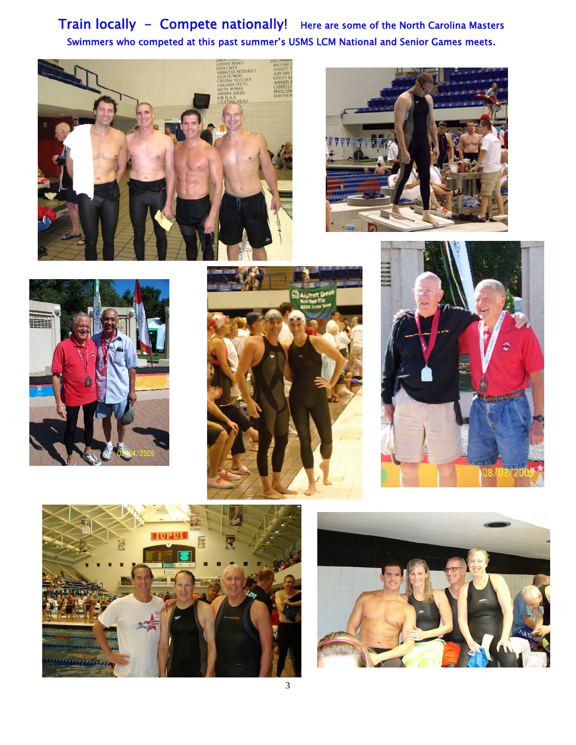**Train locally - Compete nationally!** Here are some of the North Carolina Masters Swimmers who competed at this past summer's USMS LCM National and Senior Games meets.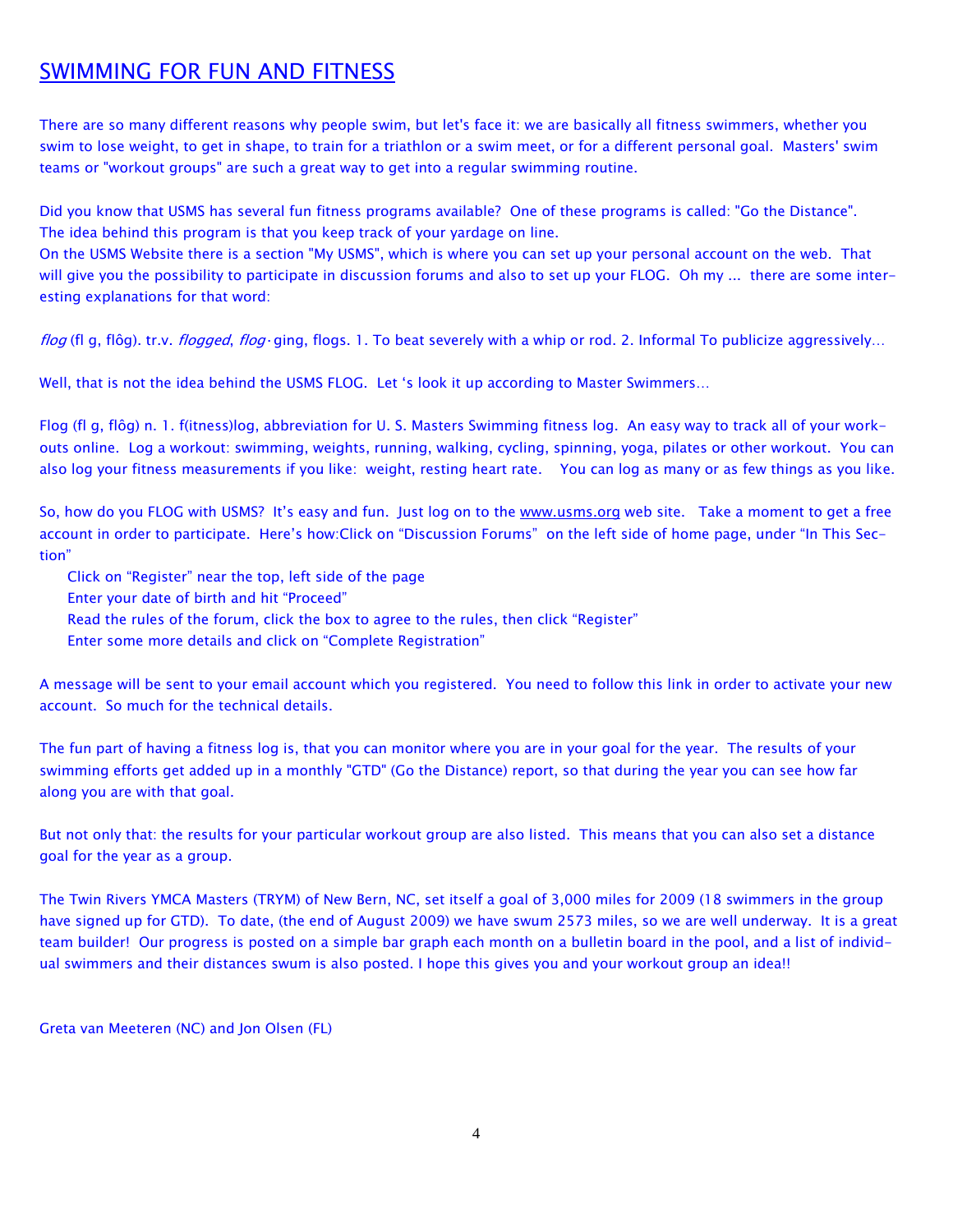# SWIMMING FOR FUN AND FITNESS

There are so many different reasons why people swim, but let's face it: we are basically all fitness swimmers, whether you swim to lose weight, to get in shape, to train for a triathlon or a swim meet, or for a different personal goal. Masters' swim teams or "workout groups" are such a great way to get into a regular swimming routine.

Did you know that USMS has several fun fitness programs available? One of these programs is called: "Go the Distance". The idea behind this program is that you keep track of your yardage on line.
On the USMS Website there is a section "My USMS", which is where you can set up your personal account on the web. That will give you the possibility to participate in discussion forums and also to set up your FLOG. Oh my ... there are some interesting explanations for that word:

*flog* (fl g, flôg). tr.v. *flogged*, *flog·*ging, flogs. 1. To beat severely with a whip or rod. 2. Informal To publicize aggressively...

Well, that is not the idea behind the USMS FLOG. Let 's look it up according to Master Swimmers...

Flog (fl g, flôg) n. 1. f(itness)log, abbreviation for U. S. Masters Swimming fitness log. An easy way to track all of your workouts online. Log a workout: swimming, weights, running, walking, cycling, spinning, yoga, pilates or other workout. You can also log your fitness measurements if you like: weight, resting heart rate. You can log as many or as few things as you like.

So, how do you FLOG with USMS? It's easy and fun. Just log on to the www.usms.org web site. Take a moment to get a free account in order to participate. Here's how:Click on "Discussion Forums" on the left side of home page, under "In This Section"

- Click on "Register" near the top, left side of the page
- Enter your date of birth and hit "Proceed"
- Read the rules of the forum, click the box to agree to the rules, then click "Register"
- Enter some more details and click on "Complete Registration"

A message will be sent to your email account which you registered. You need to follow this link in order to activate your new account. So much for the technical details.

The fun part of having a fitness log is, that you can monitor where you are in your goal for the year. The results of your swimming efforts get added up in a monthly "GTD" (Go the Distance) report, so that during the year you can see how far along you are with that goal.

But not only that: the results for your particular workout group are also listed. This means that you can also set a distance goal for the year as a group.

The Twin Rivers YMCA Masters (TRYM) of New Bern, NC, set itself a goal of 3,000 miles for 2009 (18 swimmers in the group have signed up for GTD). To date, (the end of August 2009) we have swum 2573 miles, so we are well underway. It is a great team builder! Our progress is posted on a simple bar graph each month on a bulletin board in the pool, and a list of individual swimmers and their distances swum is also posted. I hope this gives you and your workout group an idea!!

Greta van Meeteren (NC) and Jon Olsen (FL)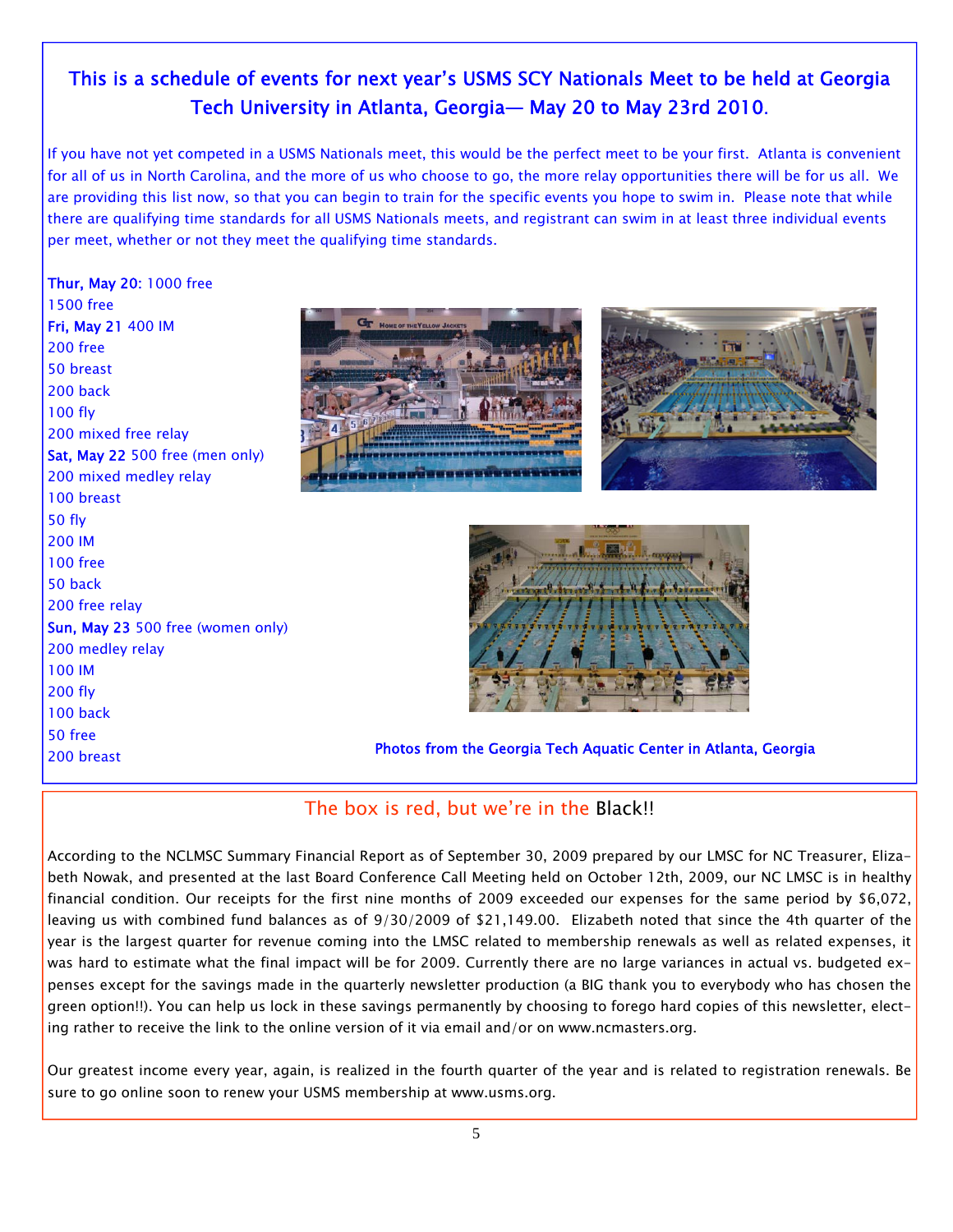## This is a schedule of events for next year's USMS SCY Nationals Meet to be held at Georgia Tech University in Atlanta, Georgia— May 20 to May 23rd 2010.

If you have not yet competed in a USMS Nationals meet, this would be the perfect meet to be your first. Atlanta is convenient for all of us in North Carolina, and the more of us who choose to go, the more relay opportunities there will be for us all. We are providing this list now, so that you can begin to train for the specific events you hope to swim in. Please note that while there are qualifying time standards for all USMS Nationals meets, and registrant can swim in at least three individual events per meet, whether or not they meet the qualifying time standards.

**Thur, May 20**: 1000 free
1500 free
**Fri, May 21** 400 IM
200 free
50 breast
200 back
100 fly
200 mixed free relay
**Sat, May 22** 500 free (men only)
200 mixed medley relay
100 breast
50 fly
200 IM
100 free
50 back
200 free relay
**Sun, May 23** 500 free (women only)
200 medley relay
100 IM
200 fly
100 back
50 free
200 breast

Photos from the Georgia Tech Aquatic Center in Atlanta, Georgia

## The box is red, but we're in the Black!!

According to the NCLMSC Summary Financial Report as of September 30, 2009 prepared by our LMSC for NC Treasurer, Elizabeth Nowak, and presented at the last Board Conference Call Meeting held on October 12th, 2009, our NC LMSC is in healthy financial condition. Our receipts for the first nine months of 2009 exceeded our expenses for the same period by $6,072, leaving us with combined fund balances as of 9/30/2009 of $21,149.00. Elizabeth noted that since the 4th quarter of the year is the largest quarter for revenue coming into the LMSC related to membership renewals as well as related expenses, it was hard to estimate what the final impact will be for 2009. Currently there are no large variances in actual vs. budgeted expenses except for the savings made in the quarterly newsletter production (a BIG thank you to everybody who has chosen the green option!!). You can help us lock in these savings permanently by choosing to forego hard copies of this newsletter, electing rather to receive the link to the online version of it via email and/or on www.ncmasters.org.

Our greatest income every year, again, is realized in the fourth quarter of the year and is related to registration renewals. Be sure to go online soon to renew your USMS membership at www.usms.org.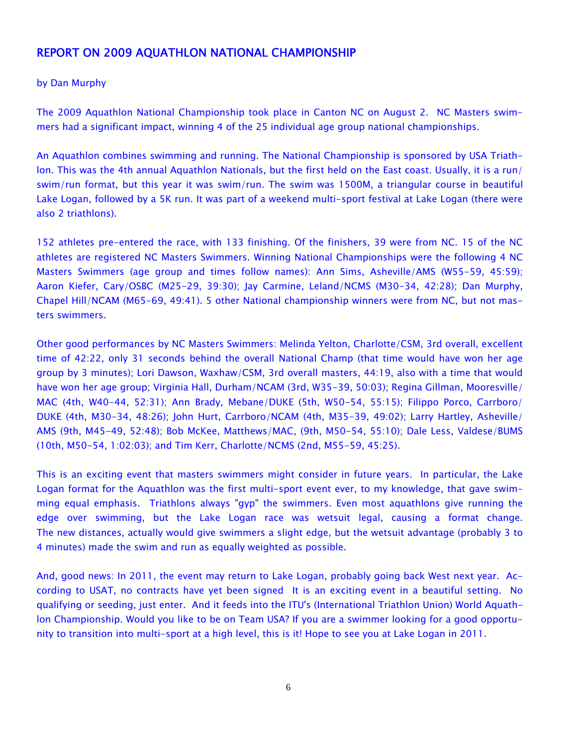# REPORT ON 2009 AQUATHLON NATIONAL CHAMPIONSHIP

by Dan Murphy

The 2009 Aquathlon National Championship took place in Canton NC on August 2. NC Masters swimmers had a significant impact, winning 4 of the 25 individual age group national championships.

An Aquathlon combines swimming and running. The National Championship is sponsored by USA Triathlon. This was the 4th annual Aquathlon Nationals, but the first held on the East coast. Usually, it is a run/swim/run format, but this year it was swim/run. The swim was 1500M, a triangular course in beautiful Lake Logan, followed by a 5K run. It was part of a weekend multi-sport festival at Lake Logan (there were also 2 triathlons).

152 athletes pre-entered the race, with 133 finishing. Of the finishers, 39 were from NC. 15 of the NC athletes are registered NC Masters Swimmers. Winning National Championships were the following 4 NC Masters Swimmers (age group and times follow names): Ann Sims, Asheville/AMS (W55-59, 45:59); Aaron Kiefer, Cary/OSBC (M25-29, 39:30); Jay Carmine, Leland/NCMS (M30-34, 42:28); Dan Murphy, Chapel Hill/NCAM (M65-69, 49:41). 5 other National championship winners were from NC, but not masters swimmers.

Other good performances by NC Masters Swimmers: Melinda Yelton, Charlotte/CSM, 3rd overall, excellent time of 42:22, only 31 seconds behind the overall National Champ (that time would have won her age group by 3 minutes); Lori Dawson, Waxhaw/CSM, 3rd overall masters, 44:19, also with a time that would have won her age group; Virginia Hall, Durham/NCAM (3rd, W35-39, 50:03); Regina Gillman, Mooresville/MAC (4th, W40-44, 52:31); Ann Brady, Mebane/DUKE (5th, W50-54, 55:15); Filippo Porco, Carrboro/DUKE (4th, M30-34, 48:26); John Hurt, Carrboro/NCAM (4th, M35-39, 49:02); Larry Hartley, Asheville/AMS (9th, M45-49, 52:48); Bob McKee, Matthews/MAC, (9th, M50-54, 55:10); Dale Less, Valdese/BUMS (10th, M50-54, 1:02:03); and Tim Kerr, Charlotte/NCMS (2nd, M55-59, 45:25).

This is an exciting event that masters swimmers might consider in future years. In particular, the Lake Logan format for the Aquathlon was the first multi-sport event ever, to my knowledge, that gave swimming equal emphasis. Triathlons always "gyp" the swimmers. Even most aquathlons give running the edge over swimming, but the Lake Logan race was wetsuit legal, causing a format change. The new distances, actually would give swimmers a slight edge, but the wetsuit advantage (probably 3 to 4 minutes) made the swim and run as equally weighted as possible.

And, good news: In 2011, the event may return to Lake Logan, probably going back West next year. According to USAT, no contracts have yet been signed It is an exciting event in a beautiful setting. No qualifying or seeding, just enter. And it feeds into the ITU's (International Triathlon Union) World Aquathlon Championship. Would you like to be on Team USA? If you are a swimmer looking for a good opportunity to transition into multi-sport at a high level, this is it! Hope to see you at Lake Logan in 2011.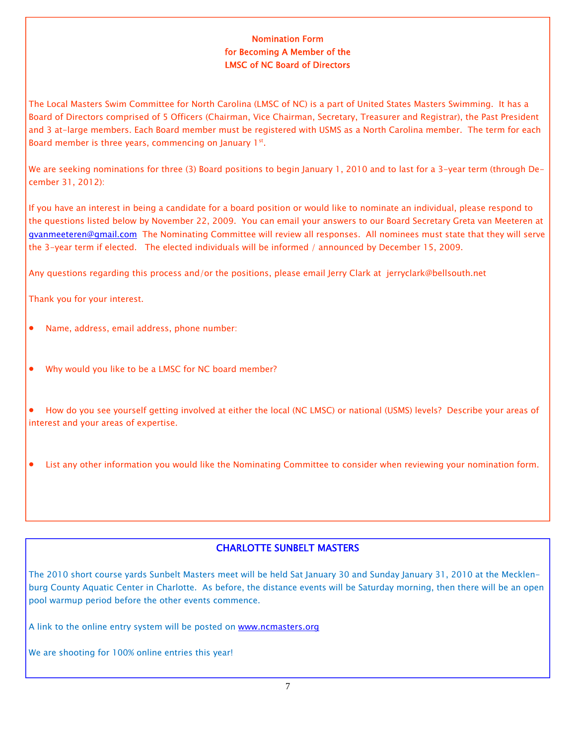## Nomination Form for Becoming A Member of the LMSC of NC Board of Directors

The Local Masters Swim Committee for North Carolina (LMSC of NC) is a part of United States Masters Swimming. It has a Board of Directors comprised of 5 Officers (Chairman, Vice Chairman, Secretary, Treasurer and Registrar), the Past President and 3 at-large members. Each Board member must be registered with USMS as a North Carolina member. The term for each Board member is three years, commencing on January 1st.

We are seeking nominations for three (3) Board positions to begin January 1, 2010 and to last for a 3-year term (through December 31, 2012):

If you have an interest in being a candidate for a board position or would like to nominate an individual, please respond to the questions listed below by November 22, 2009. You can email your answers to our Board Secretary Greta van Meeteren at gvanmeeteren@gmail.com The Nominating Committee will review all responses. All nominees must state that they will serve the 3-year term if elected. The elected individuals will be informed / announced by December 15, 2009.

Any questions regarding this process and/or the positions, please email Jerry Clark at jerryclark@bellsouth.net

Thank you for your interest.

- Name, address, email address, phone number:
- Why would you like to be a LMSC for NC board member?
- How do you see yourself getting involved at either the local (NC LMSC) or national (USMS) levels? Describe your areas of interest and your areas of expertise.
- List any other information you would like the Nominating Committee to consider when reviewing your nomination form.

## CHARLOTTE SUNBELT MASTERS

The 2010 short course yards Sunbelt Masters meet will be held Sat January 30 and Sunday January 31, 2010 at the Mecklenburg County Aquatic Center in Charlotte. As before, the distance events will be Saturday morning, then there will be an open pool warmup period before the other events commence.

A link to the online entry system will be posted on www.ncmasters.org

We are shooting for 100% online entries this year!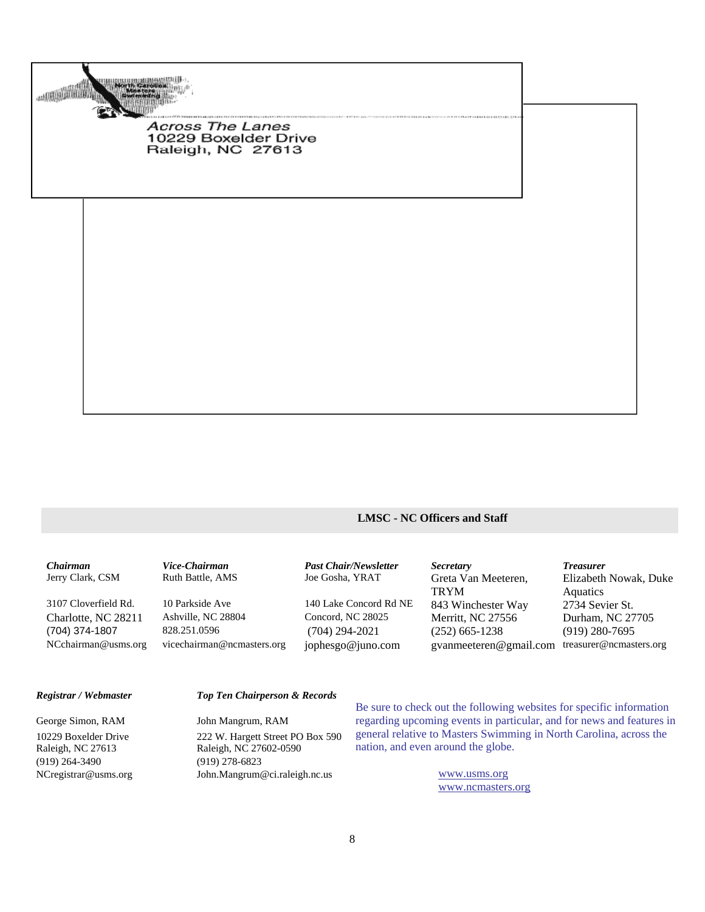North Carolina Masters Swimming

Across The Lanes
10229 Boxelder Drive
Raleigh, NC 27613

**LMSC - NC Officers and Staff**

***Chairman***
Jerry Clark, CSM

3107 Cloverfield Rd.
Charlotte, NC 28211
(704) 374-1807
NCchairman@usms.org

***Vice-Chairman***
Ruth Battle, AMS

10 Parkside Ave
Ashville, NC 28804
828.251.0596
vicechairman@ncmasters.org

***Past Chair/Newsletter***
Joe Gosha, YRAT

140 Lake Concord Rd NE
Concord, NC 28025
(704) 294-2021
jophesgo@juno.com

***Secretary***
Greta Van Meeteren, TRYM
843 Winchester Way
Merritt, NC 27556
(252) 665-1238
gvanmeeteren@gmail.com

***Treasurer***
Elizabeth Nowak, Duke Aquatics
2734 Sevier St.
Durham, NC 27705
(919) 280-7695
treasurer@ncmasters.org

***Registrar / Webmaster***

George Simon, RAM
10229 Boxelder Drive
Raleigh, NC 27613
(919) 264-3490
NCregistrar@usms.org

***Top Ten Chairperson & Records***

John Mangrum, RAM
222 W. Hargett Street PO Box 590
Raleigh, NC 27602-0590
(919) 278-6823
John.Mangrum@ci.raleigh.nc.us

Be sure to check out the following websites for specific information regarding upcoming events in particular, and for news and features in general relative to Masters Swimming in North Carolina, across the nation, and even around the globe.

www.usms.org
www.ncmasters.org